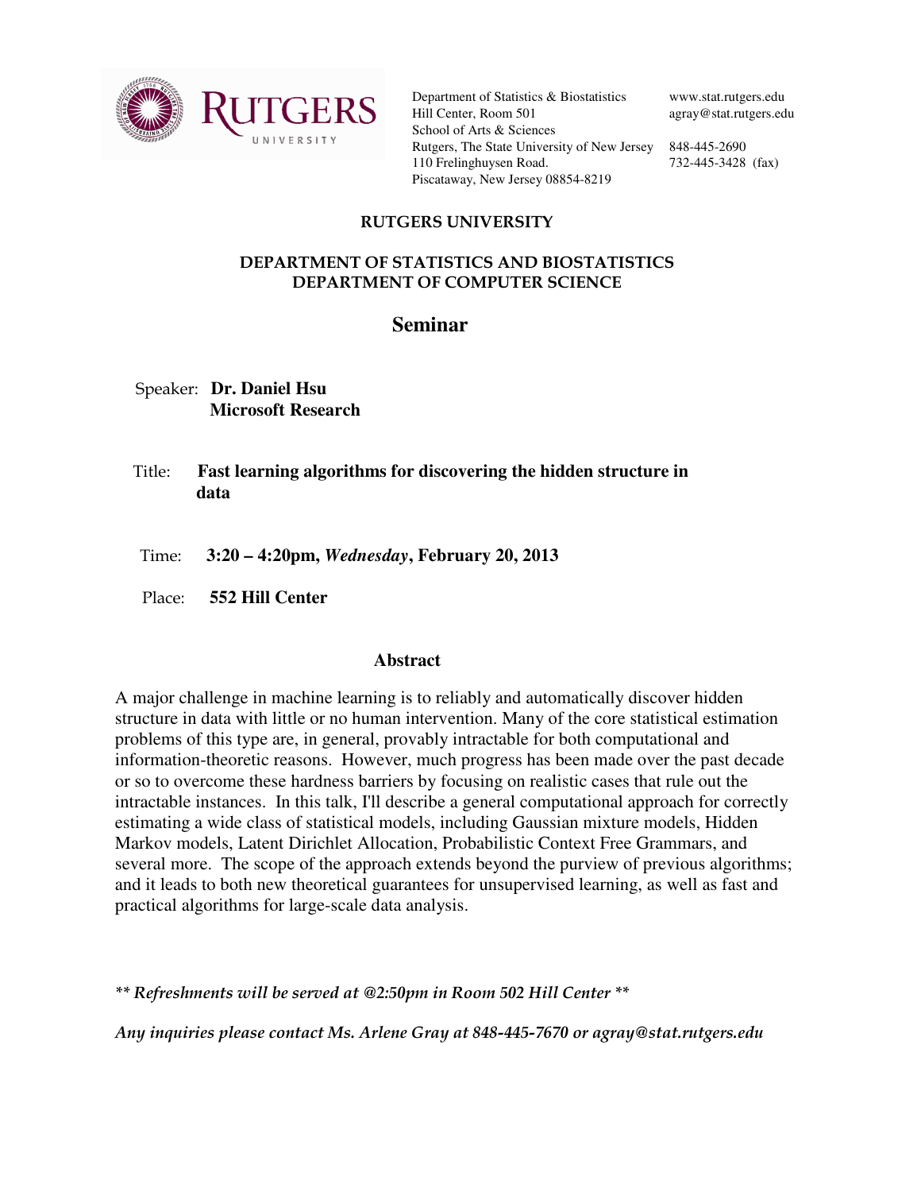Department of Statistics & Biostatistics
Hill Center, Room 501
School of Arts & Sciences
Rutgers, The State University of New Jersey
110 Frelinghuysen Road.
Piscataway, New Jersey 08854-8219

www.stat.rutgers.edu
agray@stat.rutgers.edu

848-445-2690
732-445-3428 (fax)

**RUTGERS UNIVERSITY**

**DEPARTMENT OF STATISTICS AND BIOSTATISTICS**
**DEPARTMENT OF COMPUTER SCIENCE**

# Seminar

Speaker: **Dr. Daniel Hsu**
**Microsoft Research**

Title: **Fast learning algorithms for discovering the hidden structure in data**

Time: **3:20 – 4:20pm, *Wednesday*, February 20, 2013**

Place: **552 Hill Center**

## Abstract

A major challenge in machine learning is to reliably and automatically discover hidden structure in data with little or no human intervention. Many of the core statistical estimation problems of this type are, in general, provably intractable for both computational and information-theoretic reasons. However, much progress has been made over the past decade or so to overcome these hardness barriers by focusing on realistic cases that rule out the intractable instances. In this talk, I'll describe a general computational approach for correctly estimating a wide class of statistical models, including Gaussian mixture models, Hidden Markov models, Latent Dirichlet Allocation, Probabilistic Context Free Grammars, and several more. The scope of the approach extends beyond the purview of previous algorithms; and it leads to both new theoretical guarantees for unsupervised learning, as well as fast and practical algorithms for large-scale data analysis.

*\*\* Refreshments will be served at @2:50pm in Room 502 Hill Center \*\**

*Any inquiries please contact Ms. Arlene Gray at 848-445-7670 or agray@stat.rutgers.edu*